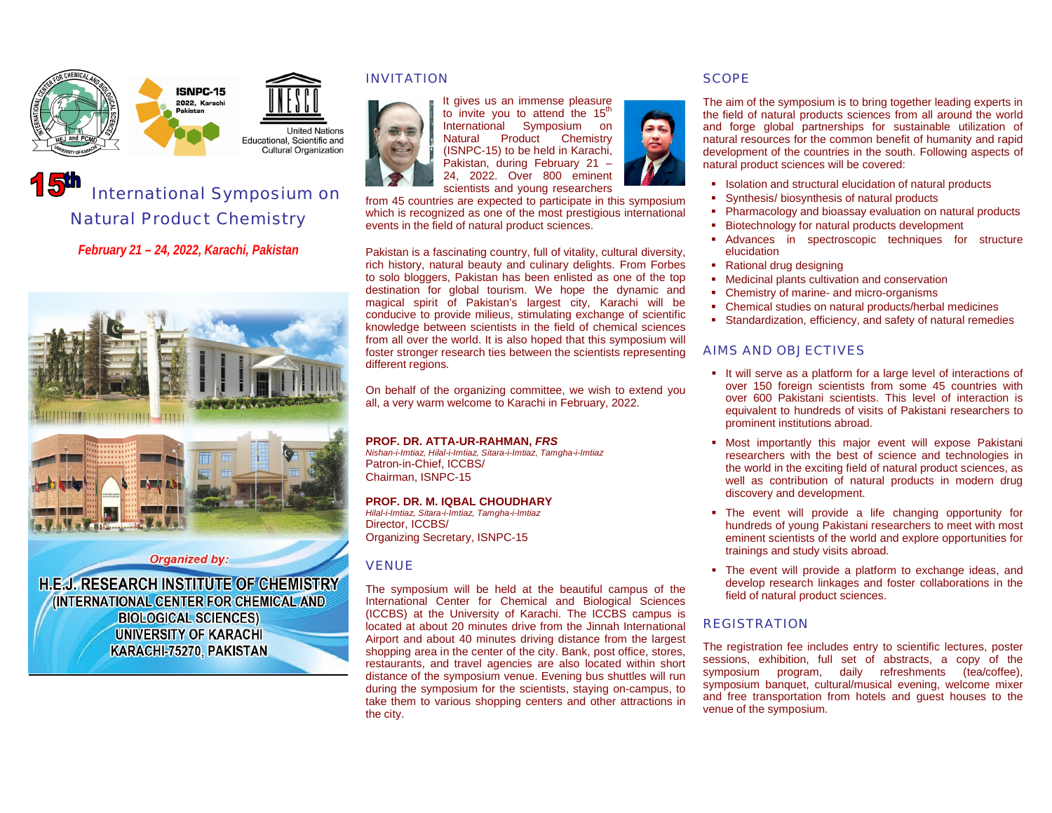ISNPC-15
2022, Karachi
Pakistan

United Nations
Educational, Scientific and
Cultural Organization

# 15th International Symposium on Natural Product Chemistry

***February 21 – 24, 2022, Karachi, Pakistan***

***Organized by:***

**H.E.J. RESEARCH INSTITUTE OF CHEMISTRY**
**(INTERNATIONAL CENTER FOR CHEMICAL AND BIOLOGICAL SCIENCES)**
**UNIVERSITY OF KARACHI**
**KARACHI-75270, PAKISTAN**

## INVITATION

It gives us an immense pleasure to invite you to attend the 15th International Symposium on Natural Product Chemistry (ISNPC-15) to be held in Karachi, Pakistan, during February 21 – 24, 2022. Over 800 eminent scientists and young researchers from 45 countries are expected to participate in this symposium which is recognized as one of the most prestigious international events in the field of natural product sciences.

Pakistan is a fascinating country, full of vitality, cultural diversity, rich history, natural beauty and culinary delights. From Forbes to solo bloggers, Pakistan has been enlisted as one of the top destination for global tourism. We hope the dynamic and magical spirit of Pakistan's largest city, Karachi will be conducive to provide milieus, stimulating exchange of scientific knowledge between scientists in the field of chemical sciences from all over the world. It is also hoped that this symposium will foster stronger research ties between the scientists representing different regions.

On behalf of the organizing committee, we wish to extend you all, a very warm welcome to Karachi in February, 2022.

**PROF. DR. ATTA-UR-RAHMAN, *FRS***
*Nishan-i-Imtiaz, Hilal-i-Imtiaz, Sitara-i-Imtiaz, Tamgha-i-Imtiaz*
Patron-in-Chief, ICCBS/
Chairman, ISNPC-15

**PROF. DR. M. IQBAL CHOUDHARY**
*Hilal-i-Imtiaz, Sitara-i-Imtiaz, Tamgha-i-Imtiaz*
Director, ICCBS/
Organizing Secretary, ISNPC-15

## VENUE

The symposium will be held at the beautiful campus of the International Center for Chemical and Biological Sciences (ICCBS) at the University of Karachi. The ICCBS campus is located at about 20 minutes drive from the Jinnah International Airport and about 40 minutes driving distance from the largest shopping area in the center of the city. Bank, post office, stores, restaurants, and travel agencies are also located within short distance of the symposium venue. Evening bus shuttles will run during the symposium for the scientists, staying on-campus, to take them to various shopping centers and other attractions in the city.

## SCOPE

The aim of the symposium is to bring together leading experts in the field of natural products sciences from all around the world and forge global partnerships for sustainable utilization of natural resources for the common benefit of humanity and rapid development of the countries in the south. Following aspects of natural product sciences will be covered:

- Isolation and structural elucidation of natural products
- Synthesis/ biosynthesis of natural products
- Pharmacology and bioassay evaluation on natural products
- Biotechnology for natural products development
- Advances in spectroscopic techniques for structure elucidation
- Rational drug designing
- Medicinal plants cultivation and conservation
- Chemistry of marine- and micro-organisms
- Chemical studies on natural products/herbal medicines
- Standardization, efficiency, and safety of natural remedies

## AIMS AND OBJECTIVES

- It will serve as a platform for a large level of interactions of over 150 foreign scientists from some 45 countries with over 600 Pakistani scientists. This level of interaction is equivalent to hundreds of visits of Pakistani researchers to prominent institutions abroad.
- Most importantly this major event will expose Pakistani researchers with the best of science and technologies in the world in the exciting field of natural product sciences, as well as contribution of natural products in modern drug discovery and development.
- The event will provide a life changing opportunity for hundreds of young Pakistani researchers to meet with most eminent scientists of the world and explore opportunities for trainings and study visits abroad.
- The event will provide a platform to exchange ideas, and develop research linkages and foster collaborations in the field of natural product sciences.

## REGISTRATION

The registration fee includes entry to scientific lectures, poster sessions, exhibition, full set of abstracts, a copy of the symposium program, daily refreshments (tea/coffee), symposium banquet, cultural/musical evening, welcome mixer and free transportation from hotels and guest houses to the venue of the symposium.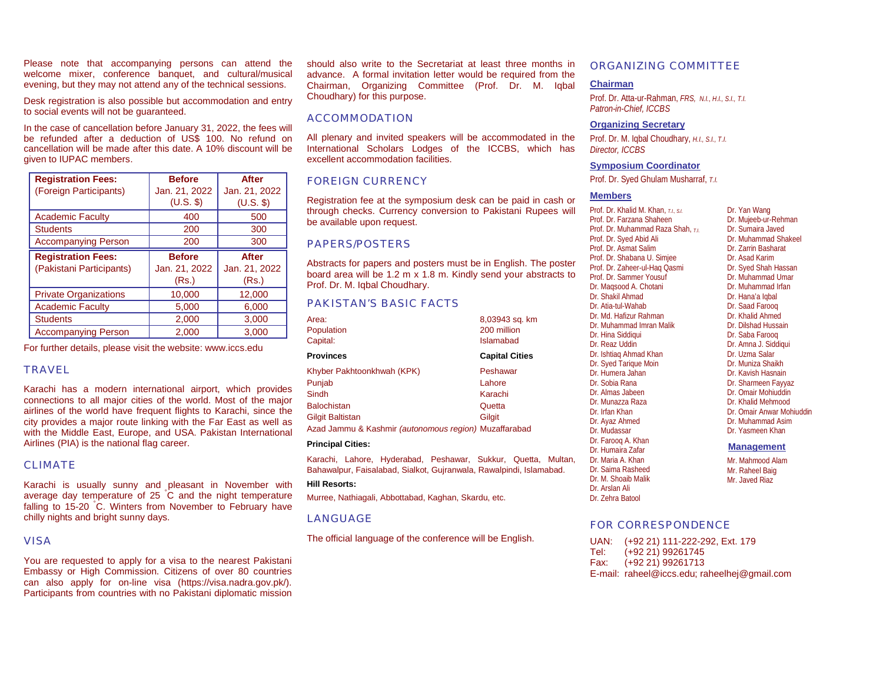Please note that accompanying persons can attend the welcome mixer, conference banquet, and cultural/musical evening, but they may not attend any of the technical sessions.

Desk registration is also possible but accommodation and entry to social events will not be guaranteed.

In the case of cancellation before January 31, 2022, the fees will be refunded after a deduction of US$ 100. No refund on cancellation will be made after this date. A 10% discount will be given to IUPAC members.

| **Registration Fees:** (Foreign Participants) | **Before** Jan. 21, 2022 (U.S. $) | **After** Jan. 21, 2022 (U.S. $) |
|---|---|---|
| Academic Faculty | 400 | 500 |
| Students | 200 | 300 |
| Accompanying Person | 200 | 300 |

| **Registration Fees:** (Pakistani Participants) | **Before** Jan. 21, 2022 (Rs.) | **After** Jan. 21, 2022 (Rs.) |
|---|---|---|
| Private Organizations | 10,000 | 12,000 |
| Academic Faculty | 5,000 | 6,000 |
| Students | 2,000 | 3,000 |
| Accompanying Person | 2,000 | 3,000 |

For further details, please visit the website: www.iccs.edu

## TRAVEL

Karachi has a modern international airport, which provides connections to all major cities of the world. Most of the major airlines of the world have frequent flights to Karachi, since the city provides a major route linking with the Far East as well as with the Middle East, Europe, and USA. Pakistan International Airlines (PIA) is the national flag career.

## CLIMATE

Karachi is usually sunny and pleasant in November with average day temperature of 25 °C and the night temperature falling to 15-20 °C. Winters from November to February have chilly nights and bright sunny days.

## VISA

You are requested to apply for a visa to the nearest Pakistani Embassy or High Commission. Citizens of over 80 countries can also apply for on-line visa (https://visa.nadra.gov.pk/). Participants from countries with no Pakistani diplomatic mission should also write to the Secretariat at least three months in advance. A formal invitation letter would be required from the Chairman, Organizing Committee (Prof. Dr. M. Iqbal Choudhary) for this purpose.

## ACCOMMODATION

All plenary and invited speakers will be accommodated in the International Scholars Lodges of the ICCBS, which has excellent accommodation facilities.

## FOREIGN CURRENCY

Registration fee at the symposium desk can be paid in cash or through checks. Currency conversion to Pakistani Rupees will be available upon request.

## PAPERS/POSTERS

Abstracts for papers and posters must be in English. The poster board area will be 1.2 m x 1.8 m. Kindly send your abstracts to Prof. Dr. M. Iqbal Choudhary.

## PAKISTAN'S BASIC FACTS

| | |
|---|---|
| Area: | 8,03943 sq. km |
| Population | 200 million |
| Capital: | Islamabad |
| **Provinces** | **Capital Cities** |
| Khyber Pakhtoonkhwah (KPK) | Peshawar |
| Punjab | Lahore |
| Sindh | Karachi |
| Balochistan | Quetta |
| Gilgit Baltistan | Gilgit |
| Azad Jammu & Kashmir *(autonomous region)* | Muzaffarabad |

**Principal Cities:**

Karachi, Lahore, Hyderabad, Peshawar, Sukkur, Quetta, Multan, Bahawalpur, Faisalabad, Sialkot, Gujranwala, Rawalpindi, Islamabad.

**Hill Resorts:**

Murree, Nathiagali, Abbottabad, Kaghan, Skardu, etc.

## LANGUAGE

The official language of the conference will be English.

## ORGANIZING COMMITTEE

**Chairman**

Prof. Dr. Atta-ur-Rahman, *FRS, N.I., H.I., S.I., T.I.*
*Patron-in-Chief, ICCBS*

**Organizing Secretary**

Prof. Dr. M. Iqbal Choudhary, *H.I., S.I., T.I.*
*Director, ICCBS*

**Symposium Coordinator**

Prof. Dr. Syed Ghulam Musharraf, *T.I.*

**Members**

Prof. Dr. Khalid M. Khan, *T.I., S.I.*
Prof. Dr. Farzana Shaheen
Prof. Dr. Muhammad Raza Shah, *T.I.*
Prof. Dr. Syed Abid Ali
Prof. Dr. Asmat Salim
Prof. Dr. Shabana U. Simjee
Prof. Dr. Zaheer-ul-Haq Qasmi
Prof. Dr. Sammer Yousuf
Dr. Maqsood A. Chotani
Dr. Shakil Ahmad
Dr. Atia-tul-Wahab
Dr. Md. Hafizur Rahman
Dr. Muhammad Imran Malik
Dr. Hina Siddiqui
Dr. Reaz Uddin
Dr. Ishtiaq Ahmad Khan
Dr. Syed Tarique Moin
Dr. Humera Jahan
Dr. Sobia Rana
Dr. Almas Jabeen
Dr. Munazza Raza
Dr. Irfan Khan
Dr. Ayaz Ahmed
Dr. Mudassar
Dr. Farooq A. Khan
Dr. Humaira Zafar
Dr. Maria A. Khan
Dr. Saima Rasheed
Dr. M. Shoaib Malik
Dr. Arslan Ali
Dr. Zehra Batool
Dr. Yan Wang
Dr. Mujeeb-ur-Rehman
Dr. Sumaira Javed
Dr. Muhammad Shakeel
Dr. Zarrin Basharat
Dr. Asad Karim
Dr. Syed Shah Hassan
Dr. Muhammad Umar
Dr. Muhammad Irfan
Dr. Hana'a Iqbal
Dr. Saad Farooq
Dr. Khalid Ahmed
Dr. Dilshad Hussain
Dr. Saba Farooq
Dr. Amna J. Siddiqui
Dr. Uzma Salar
Dr. Muniza Shaikh
Dr. Kavish Hasnain
Dr. Sharmeen Fayyaz
Dr. Omair Mohiuddin
Dr. Khalid Mehmood
Dr. Omair Anwar Mohiuddin
Dr. Muhammad Asim
Dr. Yasmeen Khan

**Management**

Mr. Mahmood Alam
Mr. Raheel Baig
Mr. Javed Riaz

## FOR CORRESPONDENCE

UAN: (+92 21) 111-222-292, Ext. 179
Tel: (+92 21) 99261745
Fax: (+92 21) 99261713
E-mail: raheel@iccs.edu; raheelhej@gmail.com